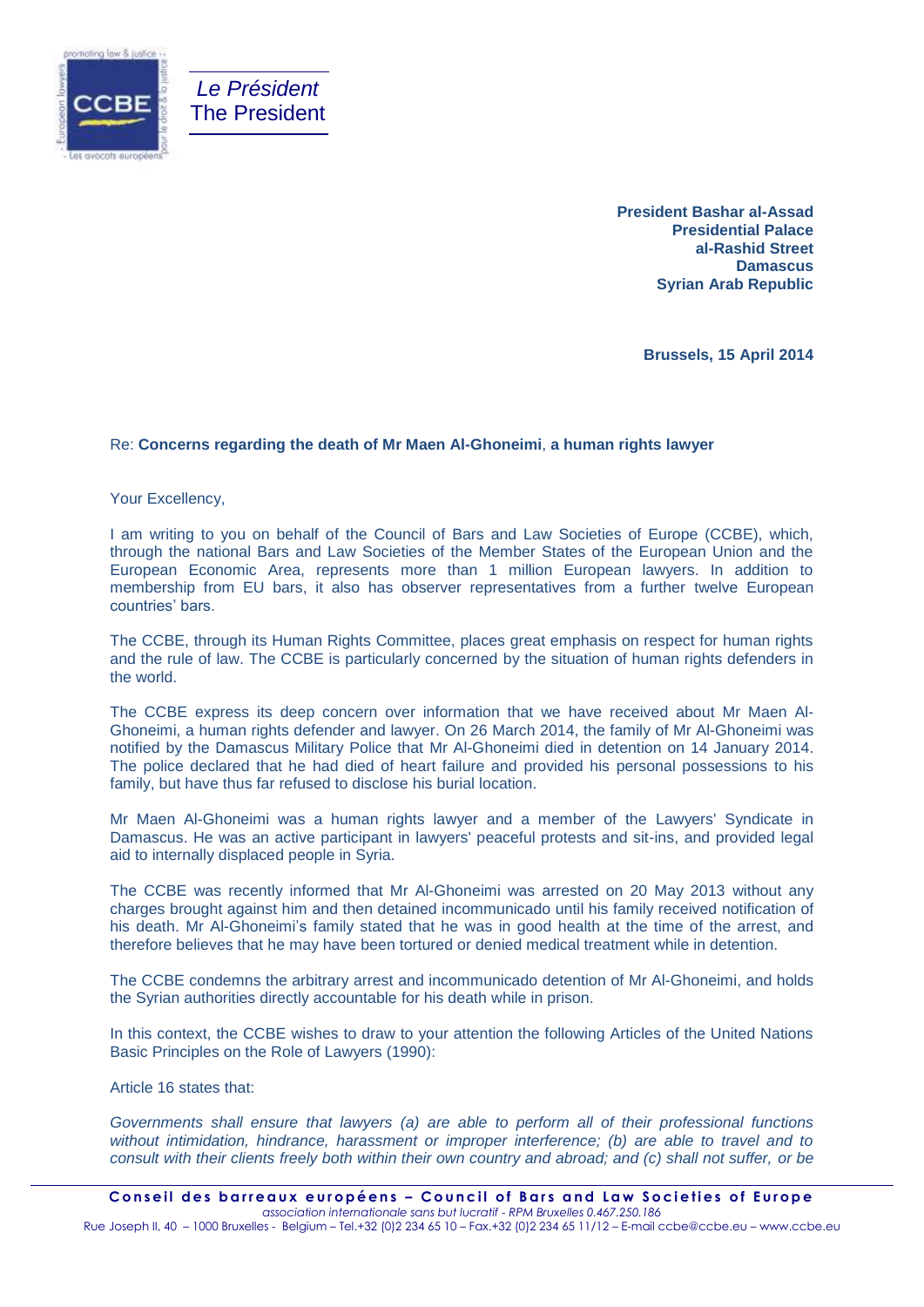*Le Président*
The President

**President Bashar al-Assad**
**Presidential Palace**
**al-Rashid Street**
**Damascus**
**Syrian Arab Republic**

**Brussels, 15 April 2014**

Re: **Concerns regarding the death of Mr Maen Al-Ghoneimi**, **a human rights lawyer**

Your Excellency,

I am writing to you on behalf of the Council of Bars and Law Societies of Europe (CCBE), which, through the national Bars and Law Societies of the Member States of the European Union and the European Economic Area, represents more than 1 million European lawyers. In addition to membership from EU bars, it also has observer representatives from a further twelve European countries' bars.

The CCBE, through its Human Rights Committee, places great emphasis on respect for human rights and the rule of law. The CCBE is particularly concerned by the situation of human rights defenders in the world.

The CCBE express its deep concern over information that we have received about Mr Maen Al-Ghoneimi, a human rights defender and lawyer. On 26 March 2014, the family of Mr Al-Ghoneimi was notified by the Damascus Military Police that Mr Al-Ghoneimi died in detention on 14 January 2014. The police declared that he had died of heart failure and provided his personal possessions to his family, but have thus far refused to disclose his burial location.

Mr Maen Al-Ghoneimi was a human rights lawyer and a member of the Lawyers' Syndicate in Damascus. He was an active participant in lawyers' peaceful protests and sit-ins, and provided legal aid to internally displaced people in Syria.

The CCBE was recently informed that Mr Al-Ghoneimi was arrested on 20 May 2013 without any charges brought against him and then detained incommunicado until his family received notification of his death. Mr Al-Ghoneimi's family stated that he was in good health at the time of the arrest, and therefore believes that he may have been tortured or denied medical treatment while in detention.

The CCBE condemns the arbitrary arrest and incommunicado detention of Mr Al-Ghoneimi, and holds the Syrian authorities directly accountable for his death while in prison.

In this context, the CCBE wishes to draw to your attention the following Articles of the United Nations Basic Principles on the Role of Lawyers (1990):

Article 16 states that:

*Governments shall ensure that lawyers (a) are able to perform all of their professional functions without intimidation, hindrance, harassment or improper interference; (b) are able to travel and to consult with their clients freely both within their own country and abroad; and (c) shall not suffer, or be*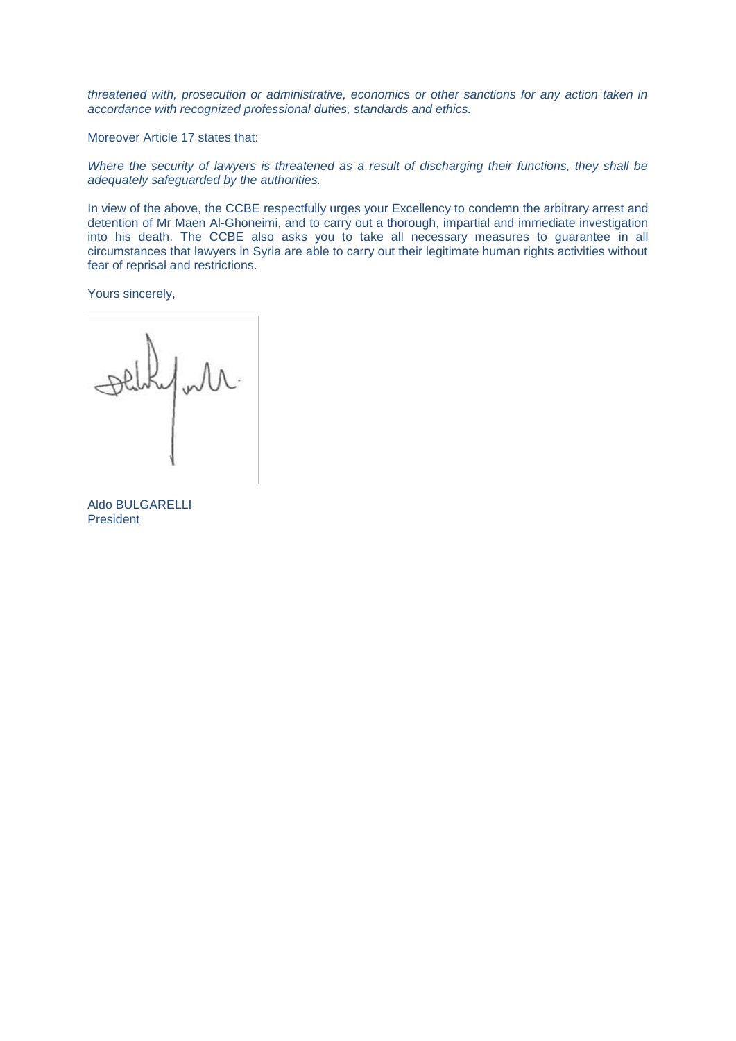*threatened with, prosecution or administrative, economics or other sanctions for any action taken in accordance with recognized professional duties, standards and ethics.*

Moreover Article 17 states that:

*Where the security of lawyers is threatened as a result of discharging their functions, they shall be adequately safeguarded by the authorities.*

In view of the above, the CCBE respectfully urges your Excellency to condemn the arbitrary arrest and detention of Mr Maen Al-Ghoneimi, and to carry out a thorough, impartial and immediate investigation into his death. The CCBE also asks you to take all necessary measures to guarantee in all circumstances that lawyers in Syria are able to carry out their legitimate human rights activities without fear of reprisal and restrictions.

Yours sincerely,

Aldo BULGARELLI
President